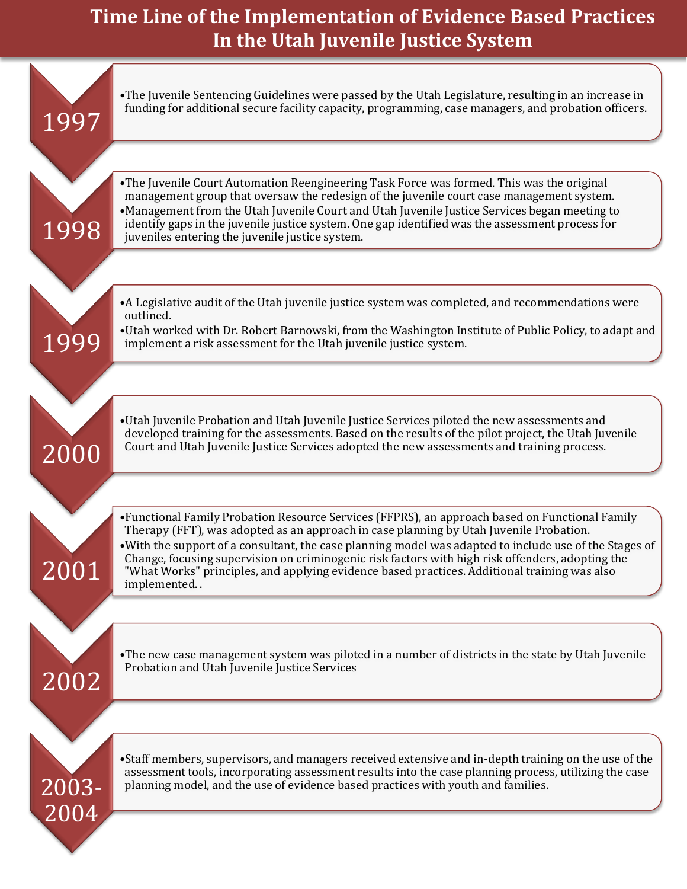# Time Line of the Implementation of Evidence Based Practices In the Utah Juvenile Justice System

## 1997

- The Juvenile Sentencing Guidelines were passed by the Utah Legislature, resulting in an increase in funding for additional secure facility capacity, programming, case managers, and probation officers.

## 1998

- The Juvenile Court Automation Reengineering Task Force was formed. This was the original management group that oversaw the redesign of the juvenile court case management system.
- Management from the Utah Juvenile Court and Utah Juvenile Justice Services began meeting to identify gaps in the juvenile justice system. One gap identified was the assessment process for juveniles entering the juvenile justice system.

## 1999

- A Legislative audit of the Utah juvenile justice system was completed, and recommendations were outlined.
- Utah worked with Dr. Robert Barnowski, from the Washington Institute of Public Policy, to adapt and implement a risk assessment for the Utah juvenile justice system.

## 2000

- Utah Juvenile Probation and Utah Juvenile Justice Services piloted the new assessments and developed training for the assessments. Based on the results of the pilot project, the Utah Juvenile Court and Utah Juvenile Justice Services adopted the new assessments and training process.

## 2001

- Functional Family Probation Resource Services (FFPRS), an approach based on Functional Family Therapy (FFT), was adopted as an approach in case planning by Utah Juvenile Probation.
- With the support of a consultant, the case planning model was adapted to include use of the Stages of Change, focusing supervision on criminogenic risk factors with high risk offenders, adopting the "What Works" principles, and applying evidence based practices. Additional training was also implemented. .

## 2002

- The new case management system was piloted in a number of districts in the state by Utah Juvenile Probation and Utah Juvenile Justice Services

## 2003-2004

- Staff members, supervisors, and managers received extensive and in-depth training on the use of the assessment tools, incorporating assessment results into the case planning process, utilizing the case planning model, and the use of evidence based practices with youth and families.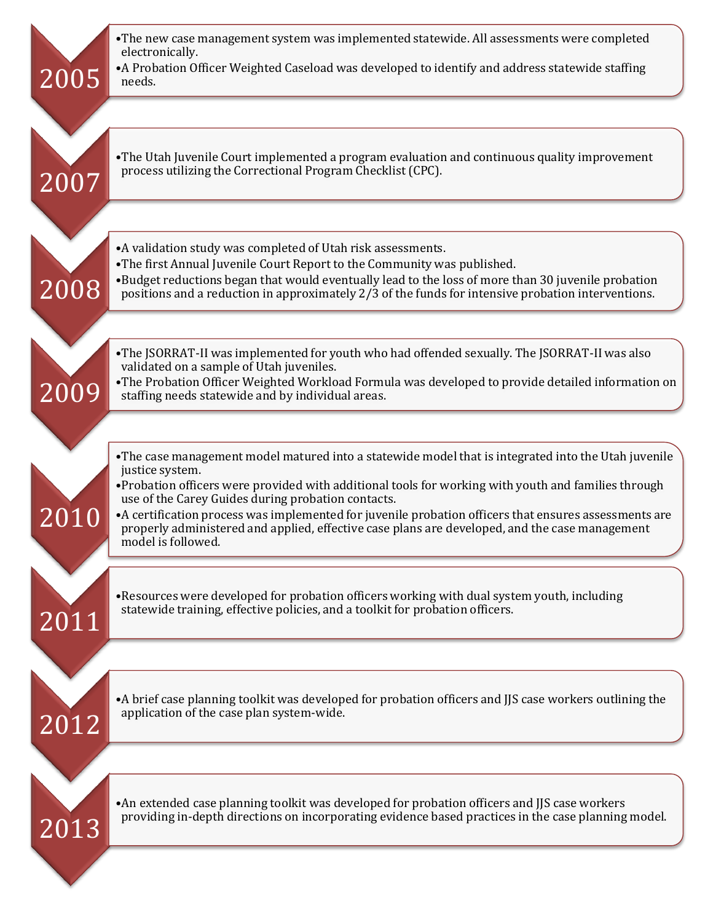**2005**

- The new case management system was implemented statewide. All assessments were completed electronically.
- A Probation Officer Weighted Caseload was developed to identify and address statewide staffing needs.

**2007**

- The Utah Juvenile Court implemented a program evaluation and continuous quality improvement process utilizing the Correctional Program Checklist (CPC).

**2008**

- A validation study was completed of Utah risk assessments.
- The first Annual Juvenile Court Report to the Community was published.
- Budget reductions began that would eventually lead to the loss of more than 30 juvenile probation positions and a reduction in approximately 2/3 of the funds for intensive probation interventions.

**2009**

- The JSORRAT-II was implemented for youth who had offended sexually. The JSORRAT-II was also validated on a sample of Utah juveniles.
- The Probation Officer Weighted Workload Formula was developed to provide detailed information on staffing needs statewide and by individual areas.

**2010**

- The case management model matured into a statewide model that is integrated into the Utah juvenile justice system.
- Probation officers were provided with additional tools for working with youth and families through use of the Carey Guides during probation contacts.
- A certification process was implemented for juvenile probation officers that ensures assessments are properly administered and applied, effective case plans are developed, and the case management model is followed.

**2011**

- Resources were developed for probation officers working with dual system youth, including statewide training, effective policies, and a toolkit for probation officers.

**2012**

- A brief case planning toolkit was developed for probation officers and JJS case workers outlining the application of the case plan system-wide.

**2013**

- An extended case planning toolkit was developed for probation officers and JJS case workers providing in-depth directions on incorporating evidence based practices in the case planning model.